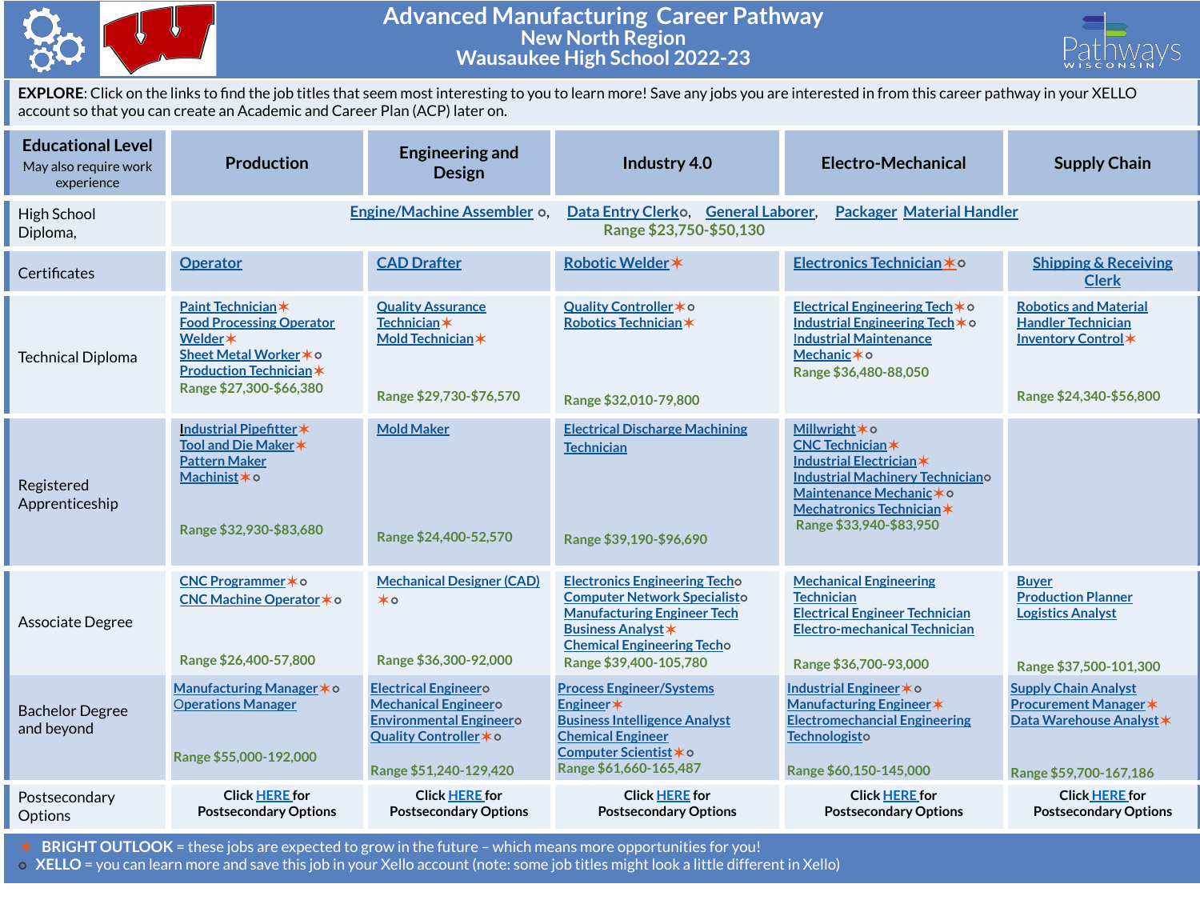# Advanced Manufacturing Career Pathway

## New North Region

## Wausaukee High School 2022-23

Pathways WISCONSIN

**EXPLORE**: Click on the links to find the job titles that seem most interesting to you to learn more! Save any jobs you are interested in from this career pathway in your XELLO account so that you can create an Academic and Career Plan (ACP) later on.

| Educational Level (May also require work experience) | Production | Engineering and Design | Industry 4.0 | Electro-Mechanical | Supply Chain |
|---|---|---|---|---|---|
| High School Diploma, | Engine/Machine Assembler ○, Data Entry Clerk○, General Laborer, Packager Material Handler<br>Range $23,750-$50,130 | | | | |
| Certificates | Operator | CAD Drafter | Robotic Welder ✶ | Electronics Technician ✶ ○ | Shipping & Receiving Clerk |
| Technical Diploma | Paint Technician ✶<br>Food Processing Operator<br>Welder ✶<br>Sheet Metal Worker ✶ ○<br>Production Technician ✶<br>Range $27,300-$66,380 | Quality Assurance Technician ✶<br>Mold Technician ✶<br>Range $29,730-$76,570 | Quality Controller ✶ ○<br>Robotics Technician ✶<br>Range $32,010-79,800 | Electrical Engineering Tech ✶ ○<br>Industrial Engineering Tech ✶ ○<br>Industrial Maintenance Mechanic ✶ ○<br>Range $36,480-88,050 | Robotics and Material Handler Technician<br>Inventory Control ✶<br>Range $24,340-$56,800 |
| Registered Apprenticeship | Industrial Pipefitter ✶<br>Tool and Die Maker ✶<br>Pattern Maker<br>Machinist ✶ ○<br>Range $32,930-$83,680 | Mold Maker<br>Range $24,400-52,570 | Electrical Discharge Machining Technician<br>Range $39,190-$96,690 | Millwright ✶ ○<br>CNC Technician ✶<br>Industrial Electrician ✶<br>Industrial Machinery Technician ○<br>Maintenance Mechanic ✶ ○<br>Mechatronics Technician ✶<br>Range $33,940-$83,950 | |
| Associate Degree | CNC Programmer ✶ ○<br>CNC Machine Operator ✶ ○<br>Range $26,400-57,800 | Mechanical Designer (CAD) ✶ ○<br>Range $36,300-92,000 | Electronics Engineering Tech ○<br>Computer Network Specialist ○<br>Manufacturing Engineer Tech<br>Business Analyst ✶<br>Chemical Engineering Tech ○<br>Range $39,400-105,780 | Mechanical Engineering Technician<br>Electrical Engineer Technician<br>Electro-mechanical Technician<br>Range $36,700-93,000 | Buyer<br>Production Planner<br>Logistics Analyst<br>Range $37,500-101,300 |
| Bachelor Degree and beyond | Manufacturing Manager ✶ ○<br>Operations Manager<br>Range $55,000-192,000 | Electrical Engineer ○<br>Mechanical Engineer ○<br>Environmental Engineer ○<br>Quality Controller ✶ ○<br>Range $51,240-129,420 | Process Engineer/Systems Engineer ✶<br>Business Intelligence Analyst<br>Chemical Engineer<br>Computer Scientist ✶ ○<br>Range $61,660-165,487 | Industrial Engineer ✶ ○<br>Manufacturing Engineer ✶<br>Electromechanical Engineering Technologist ○<br>Range $60,150-145,000 | Supply Chain Analyst<br>Procurement Manager ✶<br>Data Warehouse Analyst ✶<br>Range $59,700-167,186 |
| Postsecondary Options | Click HERE for Postsecondary Options | Click HERE for Postsecondary Options | Click HERE for Postsecondary Options | Click HERE for Postsecondary Options | Click HERE for Postsecondary Options |

✶ **BRIGHT OUTLOOK** = these jobs are expected to grow in the future – which means more opportunities for you!
○ **XELLO** = you can learn more and save this job in your Xello account (note: some job titles might look a little different in Xello)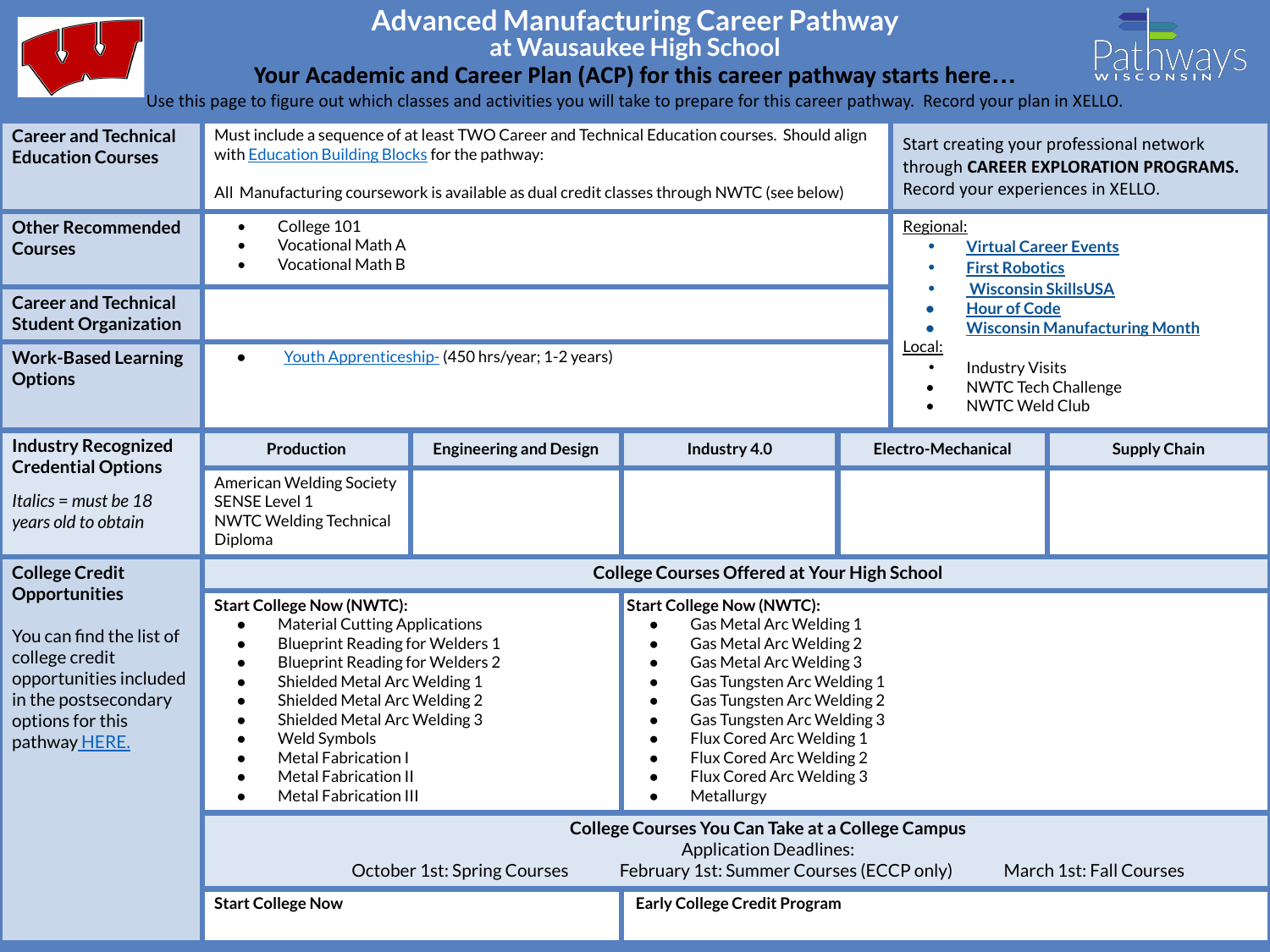# Advanced Manufacturing Career Pathway

## at Wausaukee High School

**Your Academic and Career Plan (ACP) for this career pathway starts here…**

Use this page to figure out which classes and activities you will take to prepare for this career pathway. Record your plan in XELLO.

| | | |
|---|---|---|
| **Career and Technical Education Courses** | Must include a sequence of at least TWO Career and Technical Education courses. Should align with Education Building Blocks for the pathway:<br><br>All Manufacturing coursework is available as dual credit classes through NWTC (see below) | Start creating your professional network through **CAREER EXPLORATION PROGRAMS.** Record your experiences in XELLO. |
| **Other Recommended Courses** | • College 101<br>• Vocational Math A<br>• Vocational Math B | Regional:<br>• Virtual Career Events<br>• First Robotics<br>• Wisconsin SkillsUSA<br>• Hour of Code<br>• Wisconsin Manufacturing Month<br>Local:<br>• Industry Visits<br>• NWTC Tech Challenge<br>• NWTC Weld Club |
| **Career and Technical Student Organization** | | |
| **Work-Based Learning Options** | • Youth Apprenticeship- (450 hrs/year; 1-2 years) | |

| **Industry Recognized Credential Options**<br>*Italics = must be 18 years old to obtain* | **Production** | **Engineering and Design** | **Industry 4.0** | **Electro-Mechanical** | **Supply Chain** |
|---|---|---|---|---|---|
| | American Welding Society SENSE Level 1<br>NWTC Welding Technical Diploma | | | | |

**College Credit Opportunities**

You can find the list of college credit opportunities included in the postsecondary options for this pathway HERE.

### College Courses Offered at Your High School

**Start College Now (NWTC):**

- Material Cutting Applications
- Blueprint Reading for Welders 1
- Blueprint Reading for Welders 2
- Shielded Metal Arc Welding 1
- Shielded Metal Arc Welding 2
- Shielded Metal Arc Welding 3
- Weld Symbols
- Metal Fabrication I
- Metal Fabrication II
- Metal Fabrication III

**Start College Now (NWTC):**

- Gas Metal Arc Welding 1
- Gas Metal Arc Welding 2
- Gas Metal Arc Welding 3
- Gas Tungsten Arc Welding 1
- Gas Tungsten Arc Welding 2
- Gas Tungsten Arc Welding 3
- Flux Cored Arc Welding 1
- Flux Cored Arc Welding 2
- Flux Cored Arc Welding 3
- Metallurgy

### College Courses You Can Take at a College Campus

Application Deadlines:

October 1st: Spring Courses  February 1st: Summer Courses (ECCP only)  March 1st: Fall Courses

| **Start College Now** | **Early College Credit Program** |
|---|---|
| | |